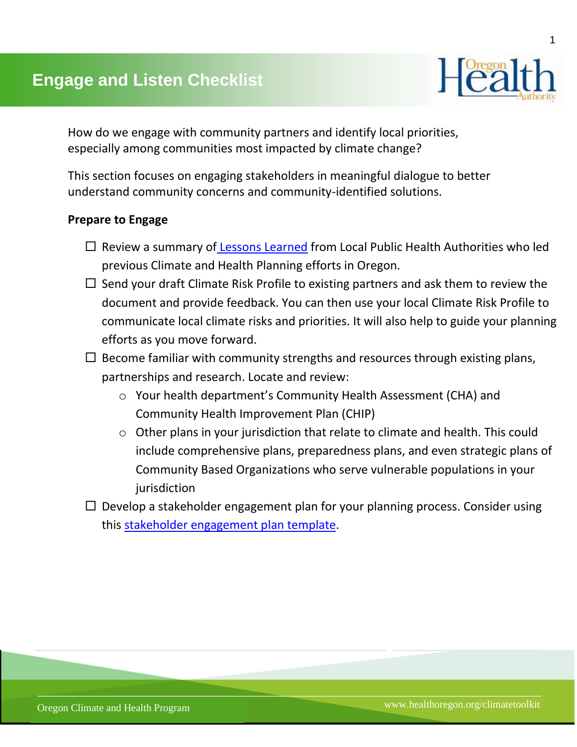# Engage and Listen Checklist

How do we engage with community partners and identify local priorities, especially among communities most impacted by climate change?

This section focuses on engaging stakeholders in meaningful dialogue to better understand community concerns and community-identified solutions.

**Prepare to Engage**

- ☐ Review a summary of Lessons Learned from Local Public Health Authorities who led previous Climate and Health Planning efforts in Oregon.
- ☐ Send your draft Climate Risk Profile to existing partners and ask them to review the document and provide feedback. You can then use your local Climate Risk Profile to communicate local climate risks and priorities. It will also help to guide your planning efforts as you move forward.
- ☐ Become familiar with community strengths and resources through existing plans, partnerships and research. Locate and review:
  - Your health department's Community Health Assessment (CHA) and Community Health Improvement Plan (CHIP)
  - Other plans in your jurisdiction that relate to climate and health. This could include comprehensive plans, preparedness plans, and even strategic plans of Community Based Organizations who serve vulnerable populations in your jurisdiction
- ☐ Develop a stakeholder engagement plan for your planning process. Consider using this stakeholder engagement plan template.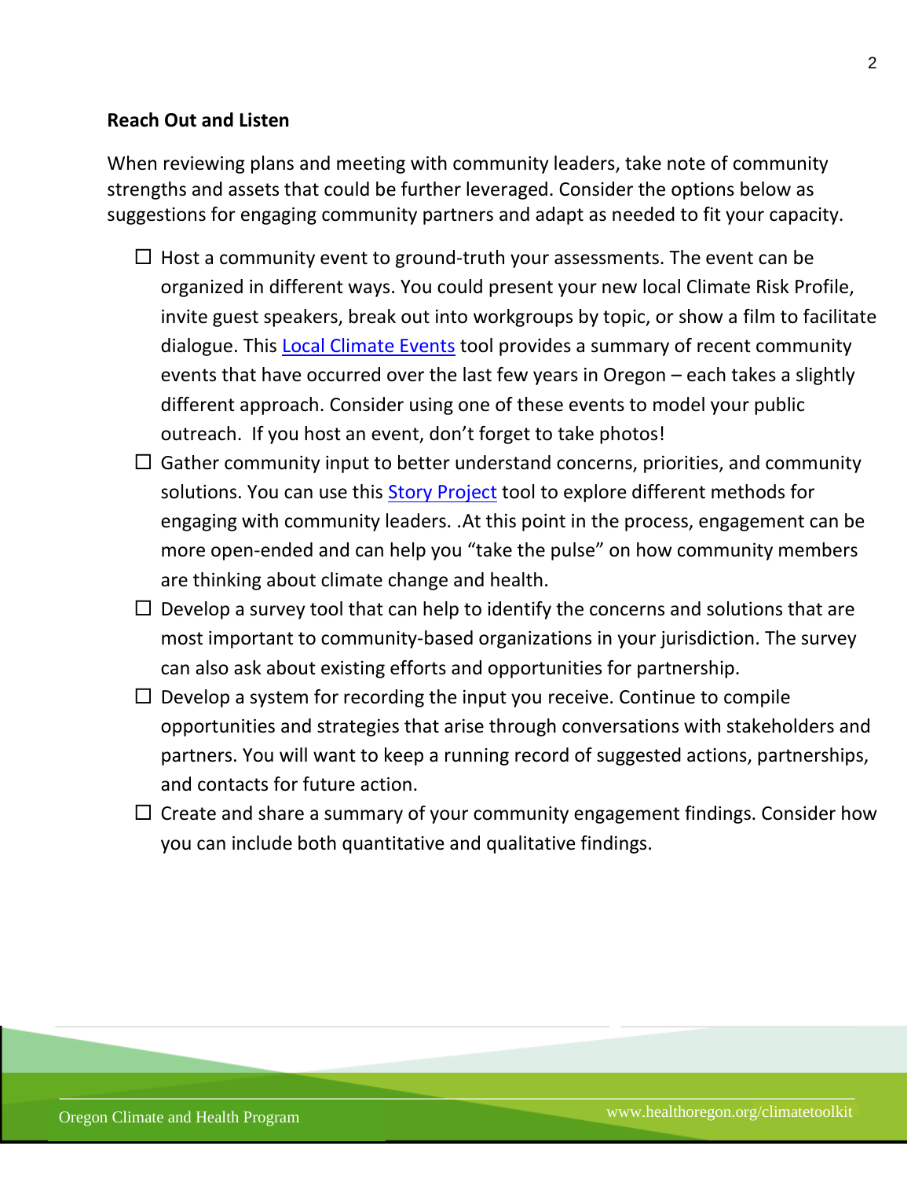**Reach Out and Listen**

When reviewing plans and meeting with community leaders, take note of community strengths and assets that could be further leveraged. Consider the options below as suggestions for engaging community partners and adapt as needed to fit your capacity.

- ☐ Host a community event to ground-truth your assessments. The event can be organized in different ways. You could present your new local Climate Risk Profile, invite guest speakers, break out into workgroups by topic, or show a film to facilitate dialogue. This Local Climate Events tool provides a summary of recent community events that have occurred over the last few years in Oregon – each takes a slightly different approach. Consider using one of these events to model your public outreach. If you host an event, don't forget to take photos!
- ☐ Gather community input to better understand concerns, priorities, and community solutions. You can use this Story Project tool to explore different methods for engaging with community leaders. .At this point in the process, engagement can be more open-ended and can help you "take the pulse" on how community members are thinking about climate change and health.
- ☐ Develop a survey tool that can help to identify the concerns and solutions that are most important to community-based organizations in your jurisdiction. The survey can also ask about existing efforts and opportunities for partnership.
- ☐ Develop a system for recording the input you receive. Continue to compile opportunities and strategies that arise through conversations with stakeholders and partners. You will want to keep a running record of suggested actions, partnerships, and contacts for future action.
- ☐ Create and share a summary of your community engagement findings. Consider how you can include both quantitative and qualitative findings.